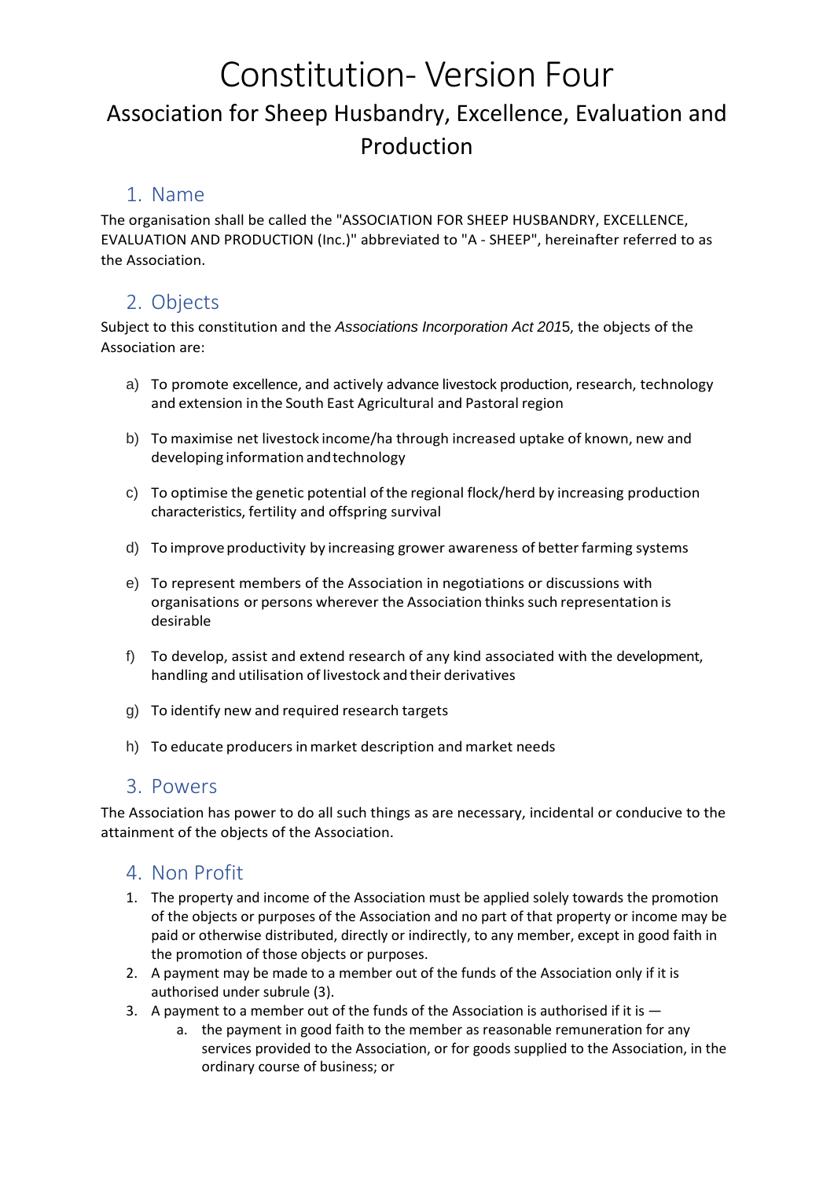# Constitution- Version Four

## Association for Sheep Husbandry, Excellence, Evaluation and Production

### 1. Name

The organisation shall be called the "ASSOCIATION FOR SHEEP HUSBANDRY, EXCELLENCE, EVALUATION AND PRODUCTION (Inc.)" abbreviated to "A - SHEEP", hereinafter referred to as the Association.

### 2. Objects

Subject to this constitution and the *Associations Incorporation Act 2015*, the objects of the Association are:

a) To promote excellence, and actively advance livestock production, research, technology and extension in the South East Agricultural and Pastoral region

b) To maximise net livestock income/ha through increased uptake of known, new and developing information and technology

c) To optimise the genetic potential of the regional flock/herd by increasing production characteristics, fertility and offspring survival

d) To improve productivity by increasing grower awareness of better farming systems

e) To represent members of the Association in negotiations or discussions with organisations or persons wherever the Association thinks such representation is desirable

f) To develop, assist and extend research of any kind associated with the development, handling and utilisation of livestock and their derivatives

g) To identify new and required research targets

h) To educate producers in market description and market needs

### 3. Powers

The Association has power to do all such things as are necessary, incidental or conducive to the attainment of the objects of the Association.

### 4. Non Profit

1. The property and income of the Association must be applied solely towards the promotion of the objects or purposes of the Association and no part of that property or income may be paid or otherwise distributed, directly or indirectly, to any member, except in good faith in the promotion of those objects or purposes.
2. A payment may be made to a member out of the funds of the Association only if it is authorised under subrule (3).
3. A payment to a member out of the funds of the Association is authorised if it is —
   a. the payment in good faith to the member as reasonable remuneration for any services provided to the Association, or for goods supplied to the Association, in the ordinary course of business; or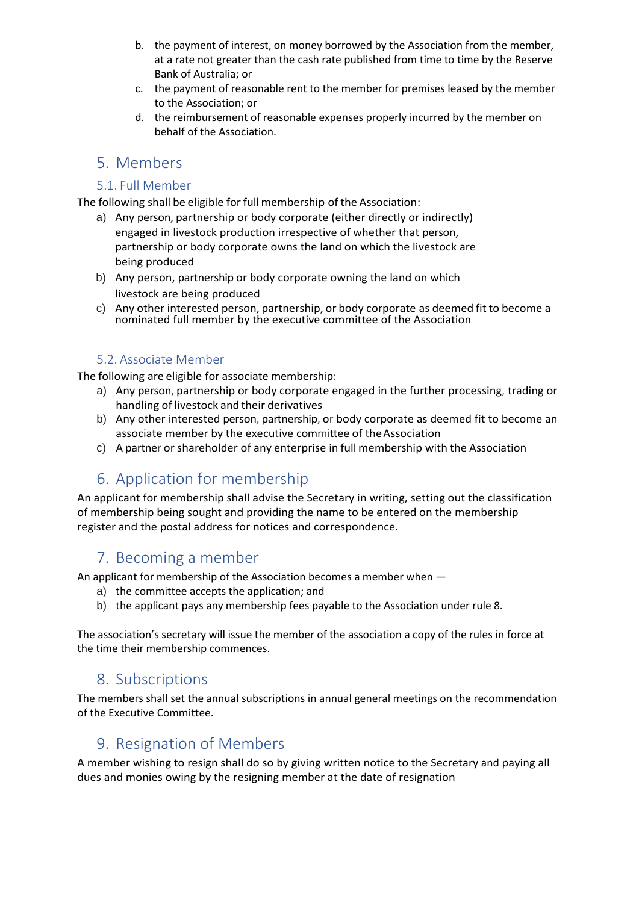b. the payment of interest, on money borrowed by the Association from the member, at a rate not greater than the cash rate published from time to time by the Reserve Bank of Australia; or

c. the payment of reasonable rent to the member for premises leased by the member to the Association; or

d. the reimbursement of reasonable expenses properly incurred by the member on behalf of the Association.

## 5. Members

### 5.1. Full Member

The following shall be eligible for full membership of the Association:

a) Any person, partnership or body corporate (either directly or indirectly) engaged in livestock production irrespective of whether that person, partnership or body corporate owns the land on which the livestock are being produced

b) Any person, partnership or body corporate owning the land on which livestock are being produced

c) Any other interested person, partnership, or body corporate as deemed fit to become a nominated full member by the executive committee of the Association

### 5.2. Associate Member

The following are eligible for associate membership:

a) Any person, partnership or body corporate engaged in the further processing, trading or handling of livestock and their derivatives

b) Any other interested person, partnership, or body corporate as deemed fit to become an associate member by the executive committee of the Association

c) A partner or shareholder of any enterprise in full membership with the Association

## 6. Application for membership

An applicant for membership shall advise the Secretary in writing, setting out the classification of membership being sought and providing the name to be entered on the membership register and the postal address for notices and correspondence.

## 7. Becoming a member

An applicant for membership of the Association becomes a member when —

a) the committee accepts the application; and

b) the applicant pays any membership fees payable to the Association under rule 8.

The association's secretary will issue the member of the association a copy of the rules in force at the time their membership commences.

## 8. Subscriptions

The members shall set the annual subscriptions in annual general meetings on the recommendation of the Executive Committee.

## 9. Resignation of Members

A member wishing to resign shall do so by giving written notice to the Secretary and paying all dues and monies owing by the resigning member at the date of resignation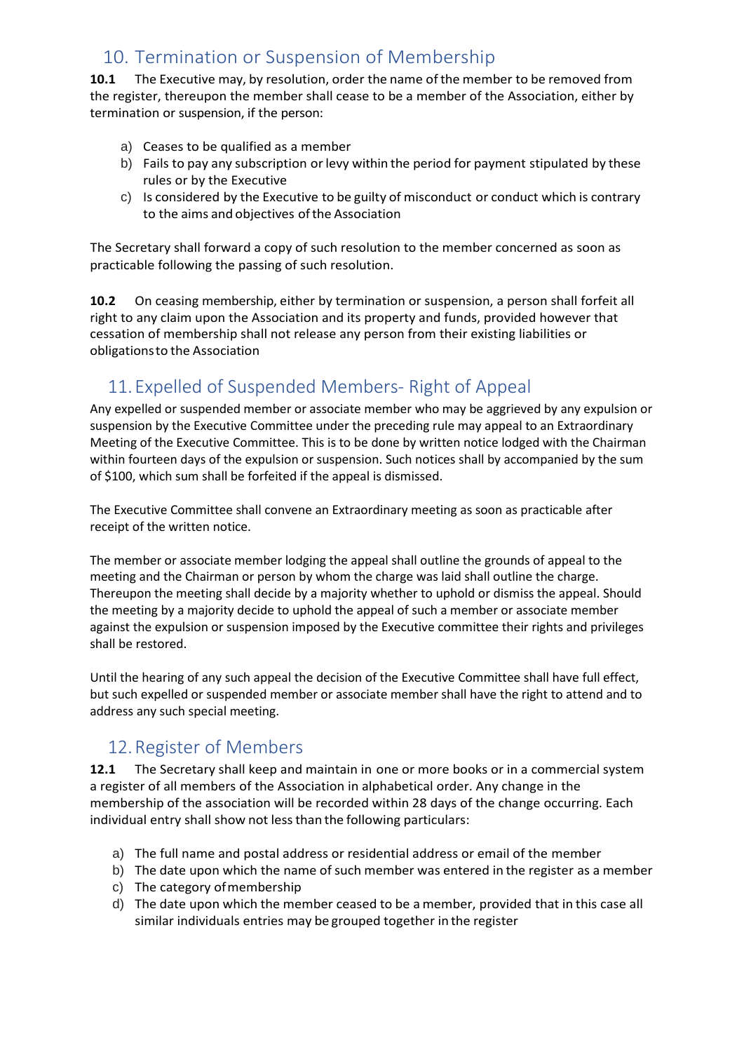## 10. Termination or Suspension of Membership

**10.1** The Executive may, by resolution, order the name of the member to be removed from the register, thereupon the member shall cease to be a member of the Association, either by termination or suspension, if the person:

a) Ceases to be qualified as a member
b) Fails to pay any subscription or levy within the period for payment stipulated by these rules or by the Executive
c) Is considered by the Executive to be guilty of misconduct or conduct which is contrary to the aims and objectives of the Association

The Secretary shall forward a copy of such resolution to the member concerned as soon as practicable following the passing of such resolution.

**10.2** On ceasing membership, either by termination or suspension, a person shall forfeit all right to any claim upon the Association and its property and funds, provided however that cessation of membership shall not release any person from their existing liabilities or obligations to the Association

## 11. Expelled of Suspended Members- Right of Appeal

Any expelled or suspended member or associate member who may be aggrieved by any expulsion or suspension by the Executive Committee under the preceding rule may appeal to an Extraordinary Meeting of the Executive Committee. This is to be done by written notice lodged with the Chairman within fourteen days of the expulsion or suspension. Such notices shall by accompanied by the sum of $100, which sum shall be forfeited if the appeal is dismissed.

The Executive Committee shall convene an Extraordinary meeting as soon as practicable after receipt of the written notice.

The member or associate member lodging the appeal shall outline the grounds of appeal to the meeting and the Chairman or person by whom the charge was laid shall outline the charge. Thereupon the meeting shall decide by a majority whether to uphold or dismiss the appeal. Should the meeting by a majority decide to uphold the appeal of such a member or associate member against the expulsion or suspension imposed by the Executive committee their rights and privileges shall be restored.

Until the hearing of any such appeal the decision of the Executive Committee shall have full effect, but such expelled or suspended member or associate member shall have the right to attend and to address any such special meeting.

## 12. Register of Members

**12.1** The Secretary shall keep and maintain in one or more books or in a commercial system a register of all members of the Association in alphabetical order. Any change in the membership of the association will be recorded within 28 days of the change occurring. Each individual entry shall show not less than the following particulars:

a) The full name and postal address or residential address or email of the member
b) The date upon which the name of such member was entered in the register as a member
c) The category of membership
d) The date upon which the member ceased to be a member, provided that in this case all similar individuals entries may be grouped together in the register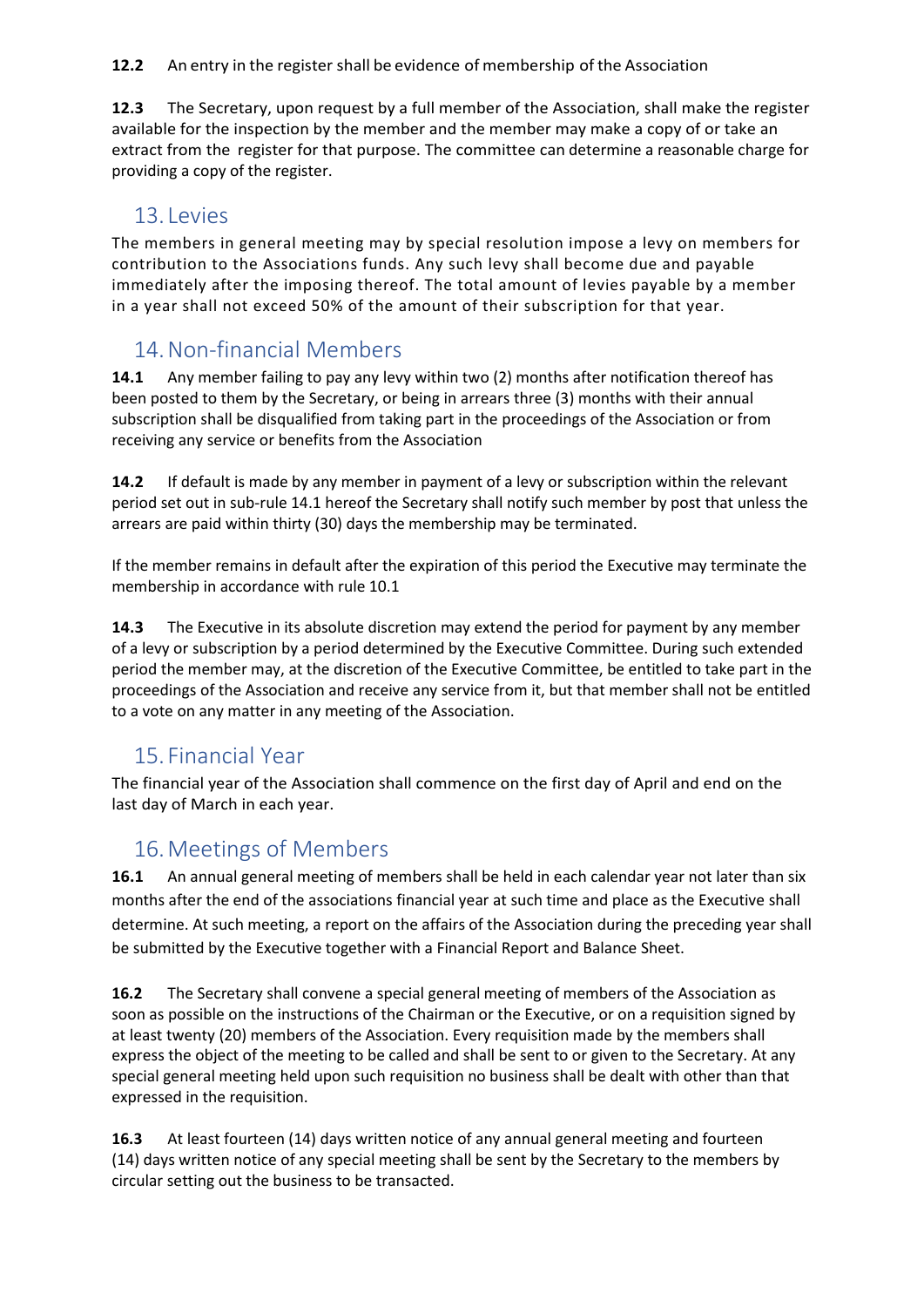**12.2** An entry in the register shall be evidence of membership of the Association

**12.3** The Secretary, upon request by a full member of the Association, shall make the register available for the inspection by the member and the member may make a copy of or take an extract from the register for that purpose. The committee can determine a reasonable charge for providing a copy of the register.

## 13. Levies

The members in general meeting may by special resolution impose a levy on members for contribution to the Associations funds. Any such levy shall become due and payable immediately after the imposing thereof. The total amount of levies payable by a member in a year shall not exceed 50% of the amount of their subscription for that year.

## 14. Non-financial Members

**14.1** Any member failing to pay any levy within two (2) months after notification thereof has been posted to them by the Secretary, or being in arrears three (3) months with their annual subscription shall be disqualified from taking part in the proceedings of the Association or from receiving any service or benefits from the Association

**14.2** If default is made by any member in payment of a levy or subscription within the relevant period set out in sub-rule 14.1 hereof the Secretary shall notify such member by post that unless the arrears are paid within thirty (30) days the membership may be terminated.

If the member remains in default after the expiration of this period the Executive may terminate the membership in accordance with rule 10.1

**14.3** The Executive in its absolute discretion may extend the period for payment by any member of a levy or subscription by a period determined by the Executive Committee. During such extended period the member may, at the discretion of the Executive Committee, be entitled to take part in the proceedings of the Association and receive any service from it, but that member shall not be entitled to a vote on any matter in any meeting of the Association.

## 15. Financial Year

The financial year of the Association shall commence on the first day of April and end on the last day of March in each year.

## 16. Meetings of Members

**16.1** An annual general meeting of members shall be held in each calendar year not later than six months after the end of the associations financial year at such time and place as the Executive shall determine. At such meeting, a report on the affairs of the Association during the preceding year shall be submitted by the Executive together with a Financial Report and Balance Sheet.

**16.2** The Secretary shall convene a special general meeting of members of the Association as soon as possible on the instructions of the Chairman or the Executive, or on a requisition signed by at least twenty (20) members of the Association. Every requisition made by the members shall express the object of the meeting to be called and shall be sent to or given to the Secretary. At any special general meeting held upon such requisition no business shall be dealt with other than that expressed in the requisition.

**16.3** At least fourteen (14) days written notice of any annual general meeting and fourteen (14) days written notice of any special meeting shall be sent by the Secretary to the members by circular setting out the business to be transacted.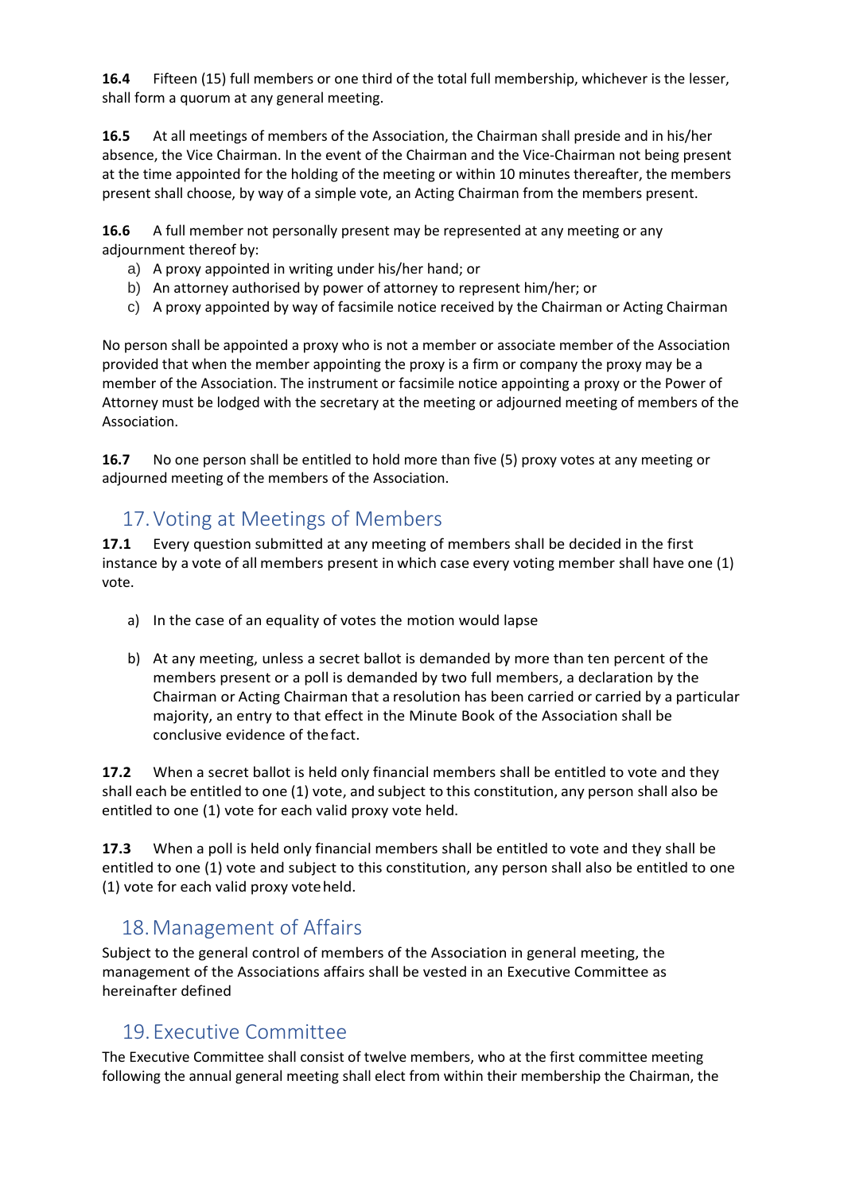**16.4** Fifteen (15) full members or one third of the total full membership, whichever is the lesser, shall form a quorum at any general meeting.

**16.5** At all meetings of members of the Association, the Chairman shall preside and in his/her absence, the Vice Chairman. In the event of the Chairman and the Vice-Chairman not being present at the time appointed for the holding of the meeting or within 10 minutes thereafter, the members present shall choose, by way of a simple vote, an Acting Chairman from the members present.

**16.6** A full member not personally present may be represented at any meeting or any adjournment thereof by:

a) A proxy appointed in writing under his/her hand; or
b) An attorney authorised by power of attorney to represent him/her; or
c) A proxy appointed by way of facsimile notice received by the Chairman or Acting Chairman

No person shall be appointed a proxy who is not a member or associate member of the Association provided that when the member appointing the proxy is a firm or company the proxy may be a member of the Association. The instrument or facsimile notice appointing a proxy or the Power of Attorney must be lodged with the secretary at the meeting or adjourned meeting of members of the Association.

**16.7** No one person shall be entitled to hold more than five (5) proxy votes at any meeting or adjourned meeting of the members of the Association.

## 17. Voting at Meetings of Members

**17.1** Every question submitted at any meeting of members shall be decided in the first instance by a vote of all members present in which case every voting member shall have one (1) vote.

a) In the case of an equality of votes the motion would lapse

b) At any meeting, unless a secret ballot is demanded by more than ten percent of the members present or a poll is demanded by two full members, a declaration by the Chairman or Acting Chairman that a resolution has been carried or carried by a particular majority, an entry to that effect in the Minute Book of the Association shall be conclusive evidence of the fact.

**17.2** When a secret ballot is held only financial members shall be entitled to vote and they shall each be entitled to one (1) vote, and subject to this constitution, any person shall also be entitled to one (1) vote for each valid proxy vote held.

**17.3** When a poll is held only financial members shall be entitled to vote and they shall be entitled to one (1) vote and subject to this constitution, any person shall also be entitled to one (1) vote for each valid proxy vote held.

## 18. Management of Affairs

Subject to the general control of members of the Association in general meeting, the management of the Associations affairs shall be vested in an Executive Committee as hereinafter defined

## 19. Executive Committee

The Executive Committee shall consist of twelve members, who at the first committee meeting following the annual general meeting shall elect from within their membership the Chairman, the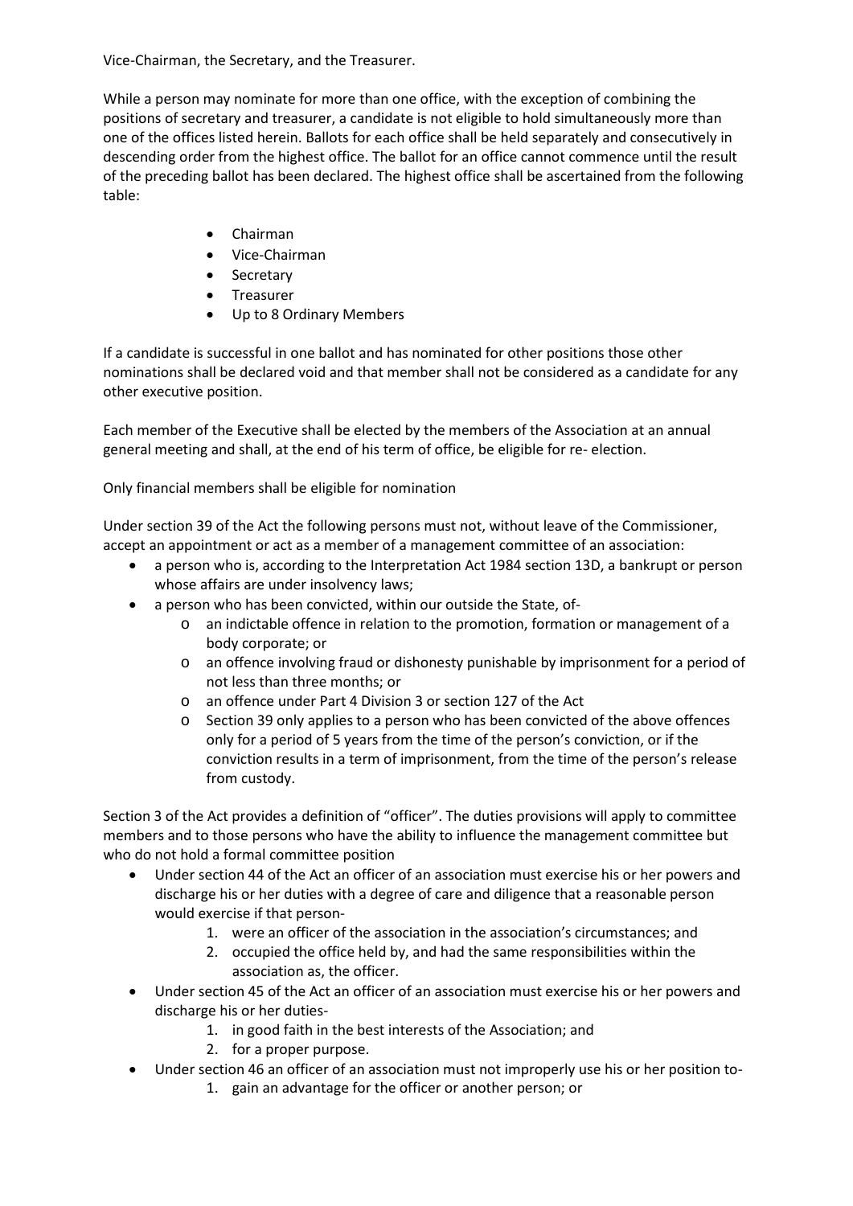Vice-Chairman, the Secretary, and the Treasurer.

While a person may nominate for more than one office, with the exception of combining the positions of secretary and treasurer, a candidate is not eligible to hold simultaneously more than one of the offices listed herein. Ballots for each office shall be held separately and consecutively in descending order from the highest office. The ballot for an office cannot commence until the result of the preceding ballot has been declared. The highest office shall be ascertained from the following table:

- Chairman
- Vice-Chairman
- Secretary
- Treasurer
- Up to 8 Ordinary Members

If a candidate is successful in one ballot and has nominated for other positions those other nominations shall be declared void and that member shall not be considered as a candidate for any other executive position.

Each member of the Executive shall be elected by the members of the Association at an annual general meeting and shall, at the end of his term of office, be eligible for re- election.

Only financial members shall be eligible for nomination

Under section 39 of the Act the following persons must not, without leave of the Commissioner, accept an appointment or act as a member of a management committee of an association:

- a person who is, according to the Interpretation Act 1984 section 13D, a bankrupt or person whose affairs are under insolvency laws;
- a person who has been convicted, within our outside the State, of-
  - an indictable offence in relation to the promotion, formation or management of a body corporate; or
  - an offence involving fraud or dishonesty punishable by imprisonment for a period of not less than three months; or
  - an offence under Part 4 Division 3 or section 127 of the Act
  - Section 39 only applies to a person who has been convicted of the above offences only for a period of 5 years from the time of the person's conviction, or if the conviction results in a term of imprisonment, from the time of the person's release from custody.

Section 3 of the Act provides a definition of "officer". The duties provisions will apply to committee members and to those persons who have the ability to influence the management committee but who do not hold a formal committee position

- Under section 44 of the Act an officer of an association must exercise his or her powers and discharge his or her duties with a degree of care and diligence that a reasonable person would exercise if that person-
  1. were an officer of the association in the association's circumstances; and
  2. occupied the office held by, and had the same responsibilities within the association as, the officer.
- Under section 45 of the Act an officer of an association must exercise his or her powers and discharge his or her duties-
  1. in good faith in the best interests of the Association; and
  2. for a proper purpose.
- Under section 46 an officer of an association must not improperly use his or her position to-
  1. gain an advantage for the officer or another person; or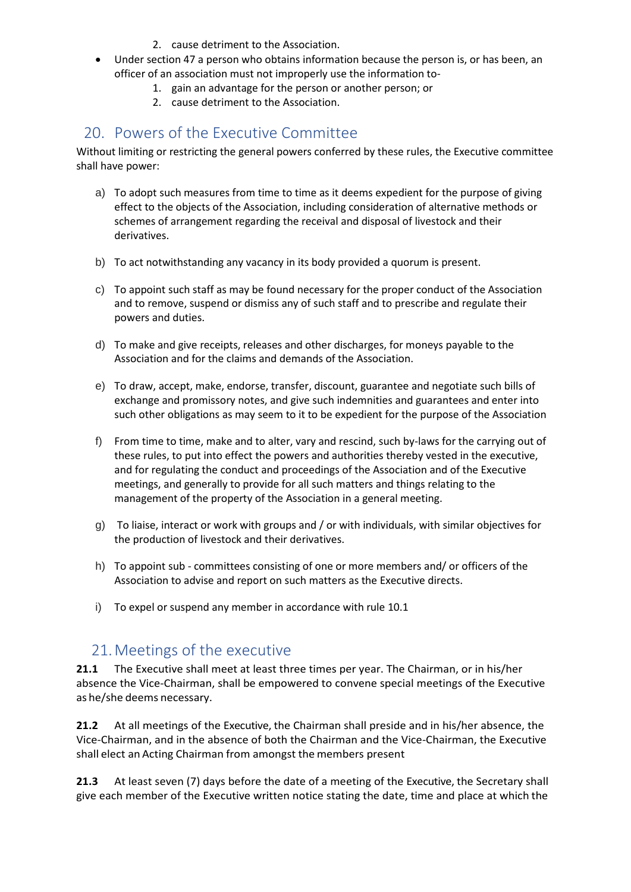2. cause detriment to the Association.

- Under section 47 a person who obtains information because the person is, or has been, an officer of an association must not improperly use the information to-
   1. gain an advantage for the person or another person; or
   2. cause detriment to the Association.

## 20. Powers of the Executive Committee

Without limiting or restricting the general powers conferred by these rules, the Executive committee shall have power:

a) To adopt such measures from time to time as it deems expedient for the purpose of giving effect to the objects of the Association, including consideration of alternative methods or schemes of arrangement regarding the receival and disposal of livestock and their derivatives.

b) To act notwithstanding any vacancy in its body provided a quorum is present.

c) To appoint such staff as may be found necessary for the proper conduct of the Association and to remove, suspend or dismiss any of such staff and to prescribe and regulate their powers and duties.

d) To make and give receipts, releases and other discharges, for moneys payable to the Association and for the claims and demands of the Association.

e) To draw, accept, make, endorse, transfer, discount, guarantee and negotiate such bills of exchange and promissory notes, and give such indemnities and guarantees and enter into such other obligations as may seem to it to be expedient for the purpose of the Association

f) From time to time, make and to alter, vary and rescind, such by-laws for the carrying out of these rules, to put into effect the powers and authorities thereby vested in the executive, and for regulating the conduct and proceedings of the Association and of the Executive meetings, and generally to provide for all such matters and things relating to the management of the property of the Association in a general meeting.

g) To liaise, interact or work with groups and / or with individuals, with similar objectives for the production of livestock and their derivatives.

h) To appoint sub - committees consisting of one or more members and/ or officers of the Association to advise and report on such matters as the Executive directs.

i) To expel or suspend any member in accordance with rule 10.1

## 21. Meetings of the executive

**21.1** The Executive shall meet at least three times per year. The Chairman, or in his/her absence the Vice-Chairman, shall be empowered to convene special meetings of the Executive as he/she deems necessary.

**21.2** At all meetings of the Executive, the Chairman shall preside and in his/her absence, the Vice-Chairman, and in the absence of both the Chairman and the Vice-Chairman, the Executive shall elect an Acting Chairman from amongst the members present

**21.3** At least seven (7) days before the date of a meeting of the Executive, the Secretary shall give each member of the Executive written notice stating the date, time and place at which the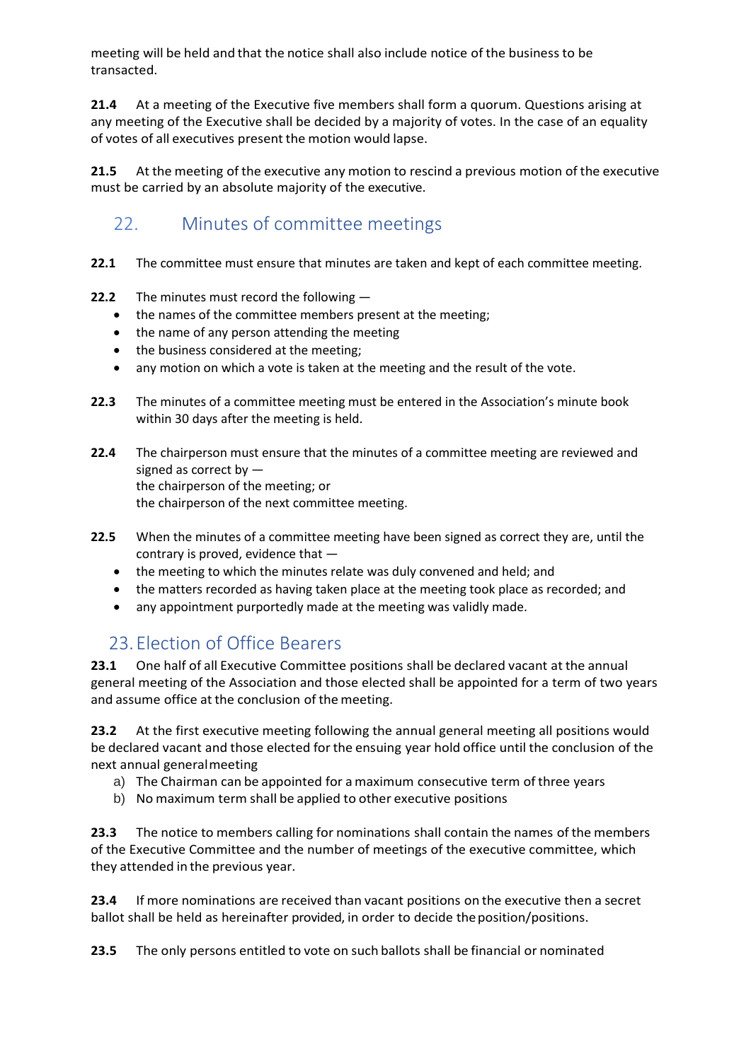meeting will be held and that the notice shall also include notice of the business to be transacted.

**21.4** At a meeting of the Executive five members shall form a quorum. Questions arising at any meeting of the Executive shall be decided by a majority of votes. In the case of an equality of votes of all executives present the motion would lapse.

**21.5** At the meeting of the executive any motion to rescind a previous motion of the executive must be carried by an absolute majority of the executive.

## 22. Minutes of committee meetings

**22.1** The committee must ensure that minutes are taken and kept of each committee meeting.

**22.2** The minutes must record the following —

- the names of the committee members present at the meeting;
- the name of any person attending the meeting
- the business considered at the meeting;
- any motion on which a vote is taken at the meeting and the result of the vote.

**22.3** The minutes of a committee meeting must be entered in the Association's minute book within 30 days after the meeting is held.

**22.4** The chairperson must ensure that the minutes of a committee meeting are reviewed and signed as correct by —
the chairperson of the meeting; or
the chairperson of the next committee meeting.

**22.5** When the minutes of a committee meeting have been signed as correct they are, until the contrary is proved, evidence that —

- the meeting to which the minutes relate was duly convened and held; and
- the matters recorded as having taken place at the meeting took place as recorded; and
- any appointment purportedly made at the meeting was validly made.

## 23. Election of Office Bearers

**23.1** One half of all Executive Committee positions shall be declared vacant at the annual general meeting of the Association and those elected shall be appointed for a term of two years and assume office at the conclusion of the meeting.

**23.2** At the first executive meeting following the annual general meeting all positions would be declared vacant and those elected for the ensuing year hold office until the conclusion of the next annual general meeting

a) The Chairman can be appointed for a maximum consecutive term of three years
b) No maximum term shall be applied to other executive positions

**23.3** The notice to members calling for nominations shall contain the names of the members of the Executive Committee and the number of meetings of the executive committee, which they attended in the previous year.

**23.4** If more nominations are received than vacant positions on the executive then a secret ballot shall be held as hereinafter provided, in order to decide the position/positions.

**23.5** The only persons entitled to vote on such ballots shall be financial or nominated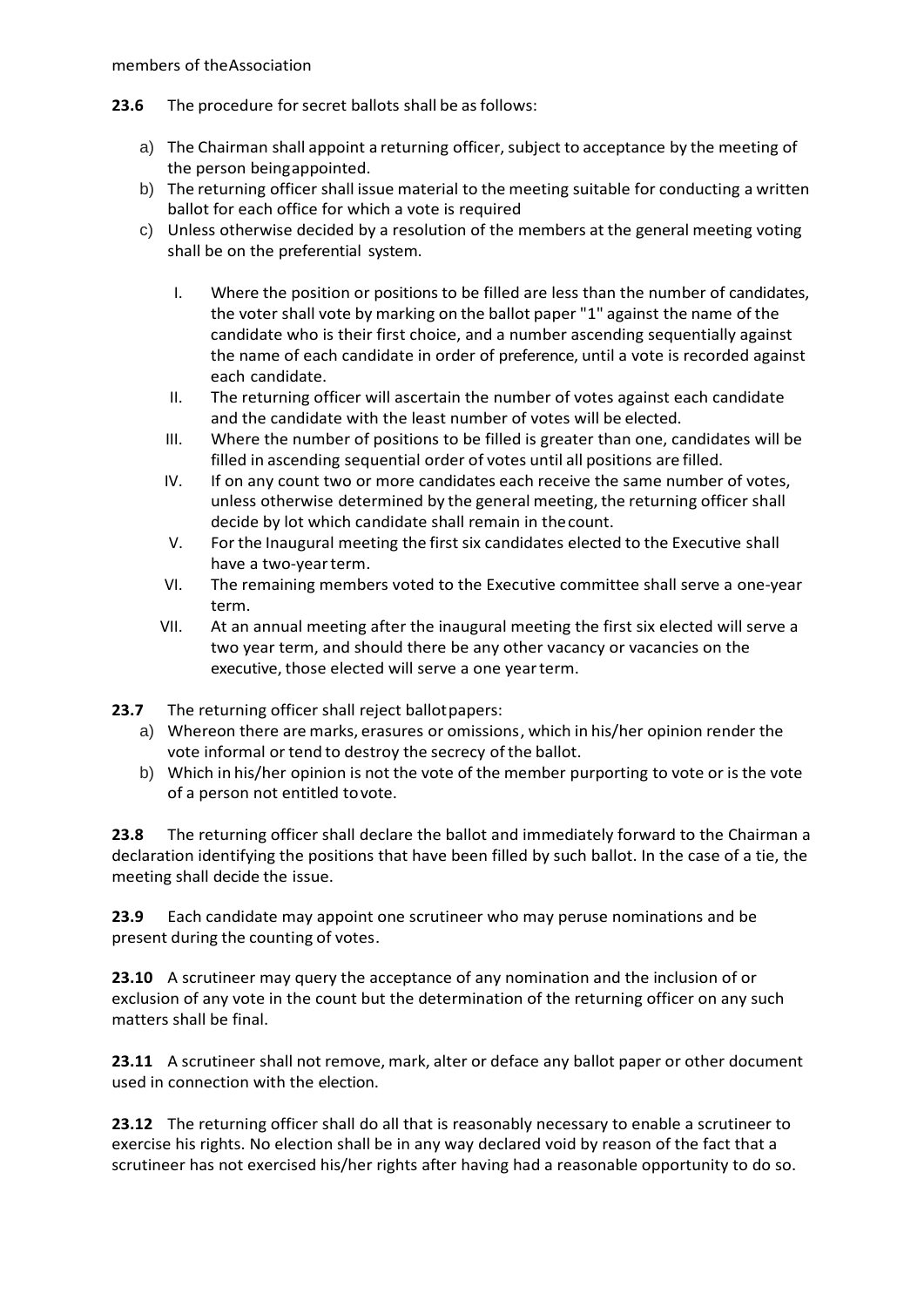members of theAssociation

**23.6** The procedure for secret ballots shall be as follows:

a) The Chairman shall appoint a returning officer, subject to acceptance by the meeting of the person beingappointed.
b) The returning officer shall issue material to the meeting suitable for conducting a written ballot for each office for which a vote is required
c) Unless otherwise decided by a resolution of the members at the general meeting voting shall be on the preferential system.

   I. Where the position or positions to be filled are less than the number of candidates, the voter shall vote by marking on the ballot paper "1" against the name of the candidate who is their first choice, and a number ascending sequentially against the name of each candidate in order of preference, until a vote is recorded against each candidate.
   II. The returning officer will ascertain the number of votes against each candidate and the candidate with the least number of votes will be elected.
   III. Where the number of positions to be filled is greater than one, candidates will be filled in ascending sequential order of votes until all positions are filled.
   IV. If on any count two or more candidates each receive the same number of votes, unless otherwise determined by the general meeting, the returning officer shall decide by lot which candidate shall remain in thecount.
   V. For the Inaugural meeting the first six candidates elected to the Executive shall have a two-yearterm.
   VI. The remaining members voted to the Executive committee shall serve a one-year term.
   VII. At an annual meeting after the inaugural meeting the first six elected will serve a two year term, and should there be any other vacancy or vacancies on the executive, those elected will serve a one yearterm.

**23.7** The returning officer shall reject ballotpapers:

a) Whereon there are marks, erasures or omissions, which in his/her opinion render the vote informal or tend to destroy the secrecy of the ballot.
b) Which in his/her opinion is not the vote of the member purporting to vote or is the vote of a person not entitled tovote.

**23.8** The returning officer shall declare the ballot and immediately forward to the Chairman a declaration identifying the positions that have been filled by such ballot. In the case of a tie, the meeting shall decide the issue.

**23.9** Each candidate may appoint one scrutineer who may peruse nominations and be present during the counting of votes.

**23.10** A scrutineer may query the acceptance of any nomination and the inclusion of or exclusion of any vote in the count but the determination of the returning officer on any such matters shall be final.

**23.11** A scrutineer shall not remove, mark, alter or deface any ballot paper or other document used in connection with the election.

**23.12** The returning officer shall do all that is reasonably necessary to enable a scrutineer to exercise his rights. No election shall be in any way declared void by reason of the fact that a scrutineer has not exercised his/her rights after having had a reasonable opportunity to do so.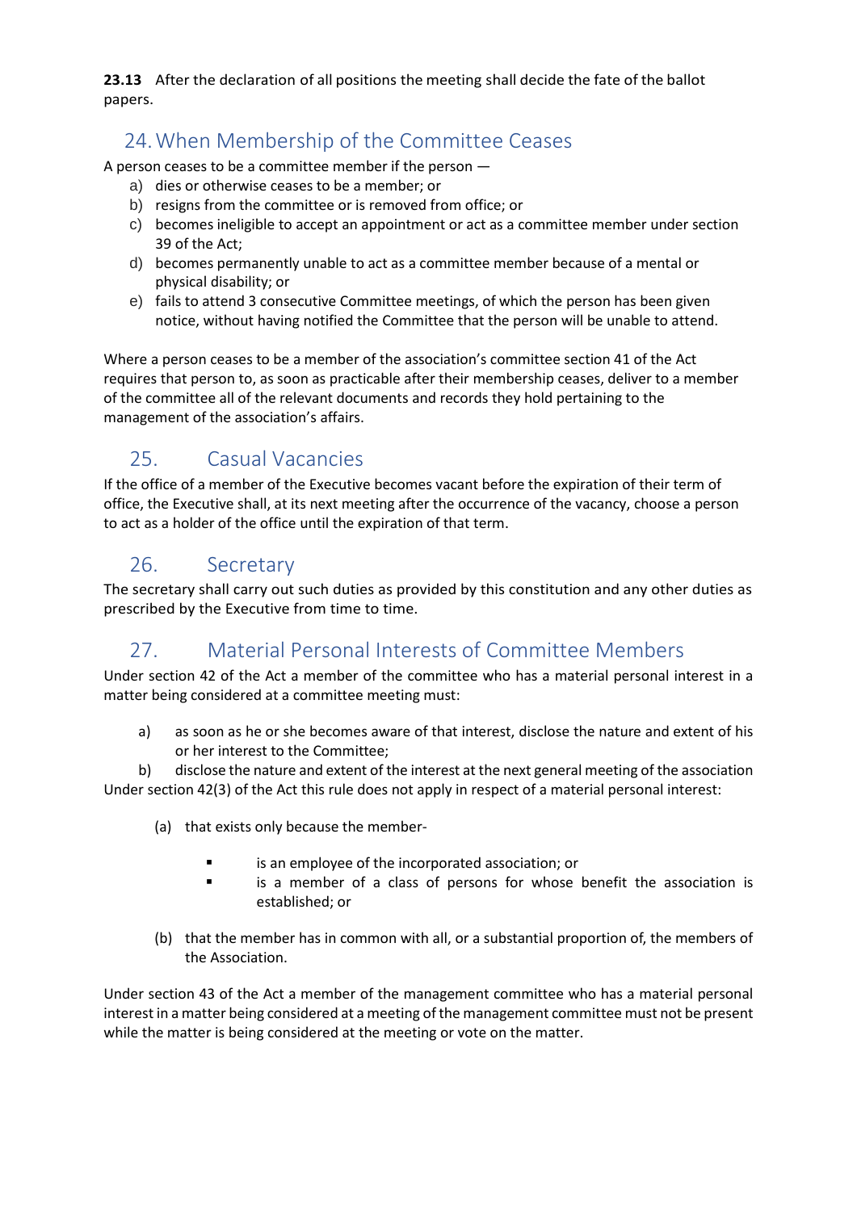**23.13** After the declaration of all positions the meeting shall decide the fate of the ballot papers.

## 24. When Membership of the Committee Ceases

A person ceases to be a committee member if the person —

a) dies or otherwise ceases to be a member; or
b) resigns from the committee or is removed from office; or
c) becomes ineligible to accept an appointment or act as a committee member under section 39 of the Act;
d) becomes permanently unable to act as a committee member because of a mental or physical disability; or
e) fails to attend 3 consecutive Committee meetings, of which the person has been given notice, without having notified the Committee that the person will be unable to attend.

Where a person ceases to be a member of the association's committee section 41 of the Act requires that person to, as soon as practicable after their membership ceases, deliver to a member of the committee all of the relevant documents and records they hold pertaining to the management of the association's affairs.

## 25. Casual Vacancies

If the office of a member of the Executive becomes vacant before the expiration of their term of office, the Executive shall, at its next meeting after the occurrence of the vacancy, choose a person to act as a holder of the office until the expiration of that term.

## 26. Secretary

The secretary shall carry out such duties as provided by this constitution and any other duties as prescribed by the Executive from time to time.

## 27. Material Personal Interests of Committee Members

Under section 42 of the Act a member of the committee who has a material personal interest in a matter being considered at a committee meeting must:

a) as soon as he or she becomes aware of that interest, disclose the nature and extent of his or her interest to the Committee;
b) disclose the nature and extent of the interest at the next general meeting of the association

Under section 42(3) of the Act this rule does not apply in respect of a material personal interest:

(a) that exists only because the member-

- is an employee of the incorporated association; or
- is a member of a class of persons for whose benefit the association is established; or

(b) that the member has in common with all, or a substantial proportion of, the members of the Association.

Under section 43 of the Act a member of the management committee who has a material personal interest in a matter being considered at a meeting of the management committee must not be present while the matter is being considered at the meeting or vote on the matter.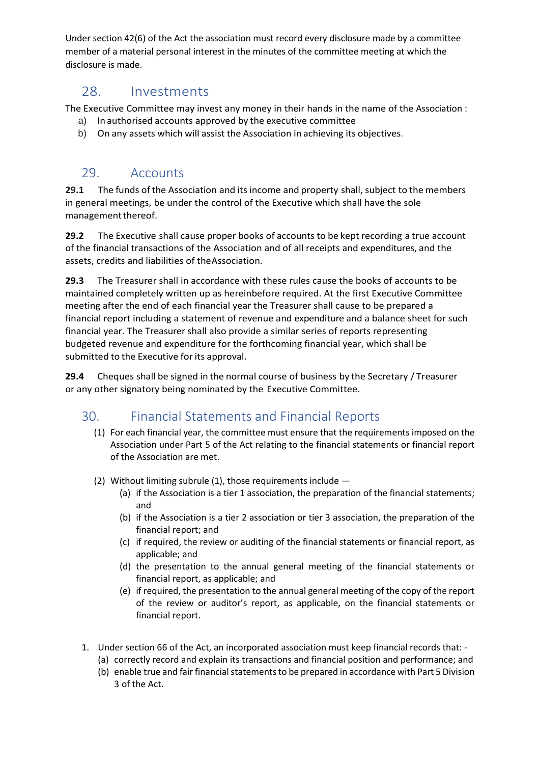Under section 42(6) of the Act the association must record every disclosure made by a committee member of a material personal interest in the minutes of the committee meeting at which the disclosure is made.

## 28. Investments

The Executive Committee may invest any money in their hands in the name of the Association :

a) In authorised accounts approved by the executive committee
b) On any assets which will assist the Association in achieving its objectives.

## 29. Accounts

**29.1** The funds of the Association and its income and property shall, subject to the members in general meetings, be under the control of the Executive which shall have the sole management thereof.

**29.2** The Executive shall cause proper books of accounts to be kept recording a true account of the financial transactions of the Association and of all receipts and expenditures, and the assets, credits and liabilities of the Association.

**29.3** The Treasurer shall in accordance with these rules cause the books of accounts to be maintained completely written up as hereinbefore required. At the first Executive Committee meeting after the end of each financial year the Treasurer shall cause to be prepared a financial report including a statement of revenue and expenditure and a balance sheet for such financial year. The Treasurer shall also provide a similar series of reports representing budgeted revenue and expenditure for the forthcoming financial year, which shall be submitted to the Executive for its approval.

**29.4** Cheques shall be signed in the normal course of business by the Secretary / Treasurer or any other signatory being nominated by the Executive Committee.

## 30. Financial Statements and Financial Reports

(1) For each financial year, the committee must ensure that the requirements imposed on the Association under Part 5 of the Act relating to the financial statements or financial report of the Association are met.

(2) Without limiting subrule (1), those requirements include —
   - (a) if the Association is a tier 1 association, the preparation of the financial statements; and
   - (b) if the Association is a tier 2 association or tier 3 association, the preparation of the financial report; and
   - (c) if required, the review or auditing of the financial statements or financial report, as applicable; and
   - (d) the presentation to the annual general meeting of the financial statements or financial report, as applicable; and
   - (e) if required, the presentation to the annual general meeting of the copy of the report of the review or auditor's report, as applicable, on the financial statements or financial report.

1. Under section 66 of the Act, an incorporated association must keep financial records that: -
   (a) correctly record and explain its transactions and financial position and performance; and
   (b) enable true and fair financial statements to be prepared in accordance with Part 5 Division 3 of the Act.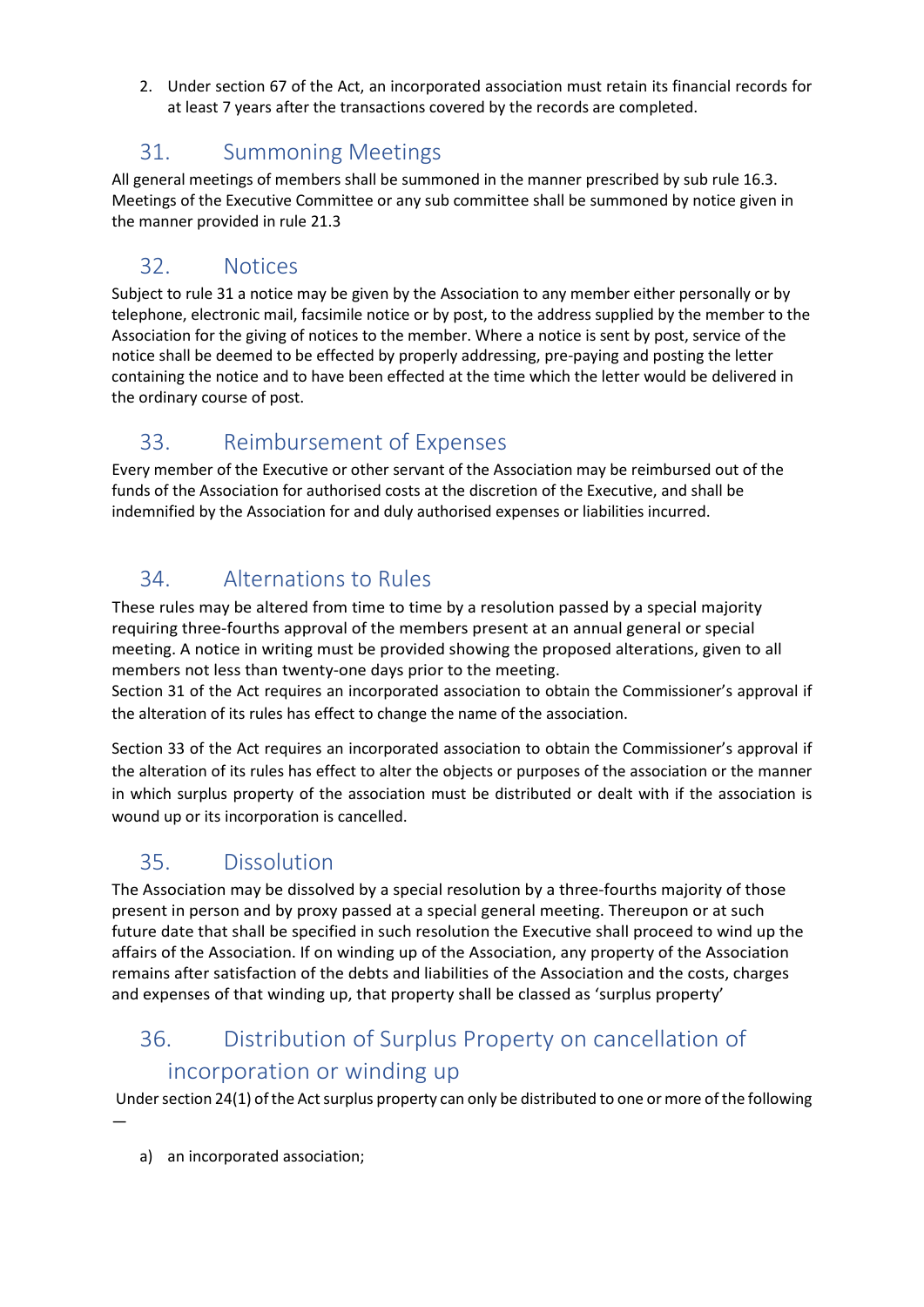2. Under section 67 of the Act, an incorporated association must retain its financial records for at least 7 years after the transactions covered by the records are completed.

## 31. Summoning Meetings

All general meetings of members shall be summoned in the manner prescribed by sub rule 16.3. Meetings of the Executive Committee or any sub committee shall be summoned by notice given in the manner provided in rule 21.3

## 32. Notices

Subject to rule 31 a notice may be given by the Association to any member either personally or by telephone, electronic mail, facsimile notice or by post, to the address supplied by the member to the Association for the giving of notices to the member. Where a notice is sent by post, service of the notice shall be deemed to be effected by properly addressing, pre-paying and posting the letter containing the notice and to have been effected at the time which the letter would be delivered in the ordinary course of post.

## 33. Reimbursement of Expenses

Every member of the Executive or other servant of the Association may be reimbursed out of the funds of the Association for authorised costs at the discretion of the Executive, and shall be indemnified by the Association for and duly authorised expenses or liabilities incurred.

## 34. Alternations to Rules

These rules may be altered from time to time by a resolution passed by a special majority requiring three-fourths approval of the members present at an annual general or special meeting. A notice in writing must be provided showing the proposed alterations, given to all members not less than twenty-one days prior to the meeting.
Section 31 of the Act requires an incorporated association to obtain the Commissioner's approval if the alteration of its rules has effect to change the name of the association.

Section 33 of the Act requires an incorporated association to obtain the Commissioner's approval if the alteration of its rules has effect to alter the objects or purposes of the association or the manner in which surplus property of the association must be distributed or dealt with if the association is wound up or its incorporation is cancelled.

## 35. Dissolution

The Association may be dissolved by a special resolution by a three-fourths majority of those present in person and by proxy passed at a special general meeting. Thereupon or at such future date that shall be specified in such resolution the Executive shall proceed to wind up the affairs of the Association. If on winding up of the Association, any property of the Association remains after satisfaction of the debts and liabilities of the Association and the costs, charges and expenses of that winding up, that property shall be classed as 'surplus property'

## 36. Distribution of Surplus Property on cancellation of incorporation or winding up

Under section 24(1) of the Act surplus property can only be distributed to one or more of the following —

a) an incorporated association;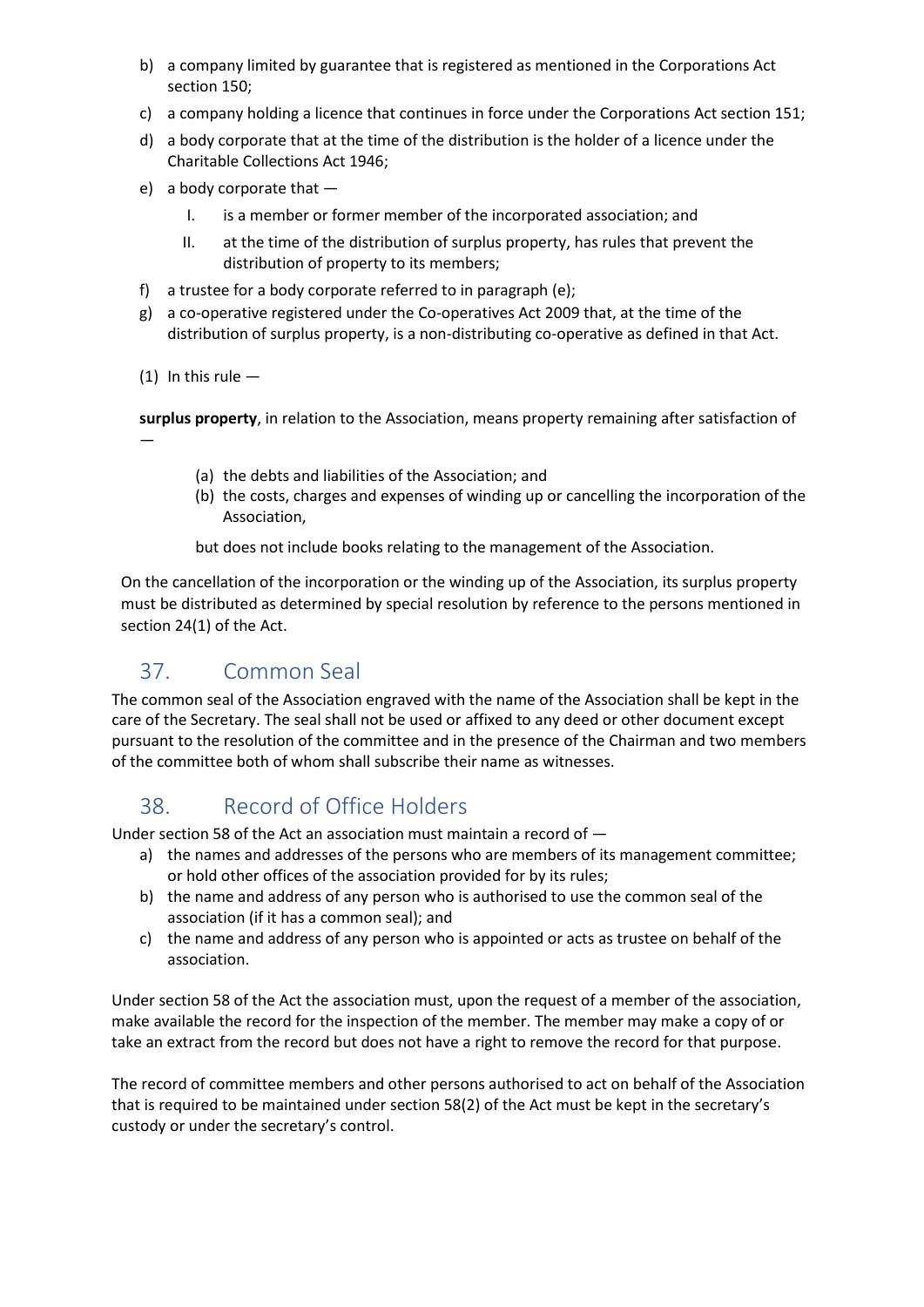b) a company limited by guarantee that is registered as mentioned in the Corporations Act section 150;
c) a company holding a licence that continues in force under the Corporations Act section 151;
d) a body corporate that at the time of the distribution is the holder of a licence under the Charitable Collections Act 1946;
e) a body corporate that —
    I. is a member or former member of the incorporated association; and
    II. at the time of the distribution of surplus property, has rules that prevent the distribution of property to its members;
f) a trustee for a body corporate referred to in paragraph (e);
g) a co-operative registered under the Co-operatives Act 2009 that, at the time of the distribution of surplus property, is a non-distributing co-operative as defined in that Act.

(1) In this rule —

**surplus property**, in relation to the Association, means property remaining after satisfaction of —

(a) the debts and liabilities of the Association; and
(b) the costs, charges and expenses of winding up or cancelling the incorporation of the Association,

but does not include books relating to the management of the Association.

On the cancellation of the incorporation or the winding up of the Association, its surplus property must be distributed as determined by special resolution by reference to the persons mentioned in section 24(1) of the Act.

## 37. Common Seal

The common seal of the Association engraved with the name of the Association shall be kept in the care of the Secretary. The seal shall not be used or affixed to any deed or other document except pursuant to the resolution of the committee and in the presence of the Chairman and two members of the committee both of whom shall subscribe their name as witnesses.

## 38. Record of Office Holders

Under section 58 of the Act an association must maintain a record of —

a) the names and addresses of the persons who are members of its management committee; or hold other offices of the association provided for by its rules;
b) the name and address of any person who is authorised to use the common seal of the association (if it has a common seal); and
c) the name and address of any person who is appointed or acts as trustee on behalf of the association.

Under section 58 of the Act the association must, upon the request of a member of the association, make available the record for the inspection of the member. The member may make a copy of or take an extract from the record but does not have a right to remove the record for that purpose.

The record of committee members and other persons authorised to act on behalf of the Association that is required to be maintained under section 58(2) of the Act must be kept in the secretary's custody or under the secretary's control.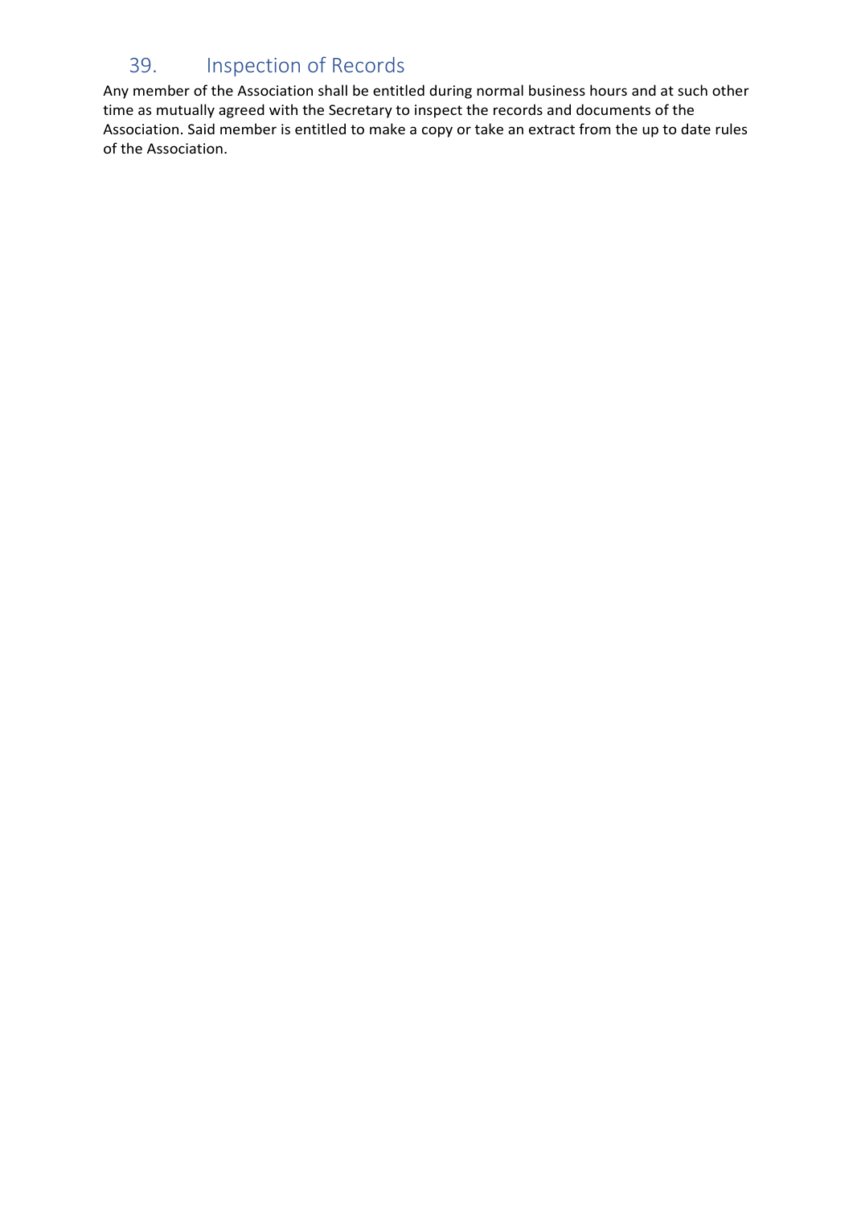## 39. Inspection of Records

Any member of the Association shall be entitled during normal business hours and at such other time as mutually agreed with the Secretary to inspect the records and documents of the Association. Said member is entitled to make a copy or take an extract from the up to date rules of the Association.